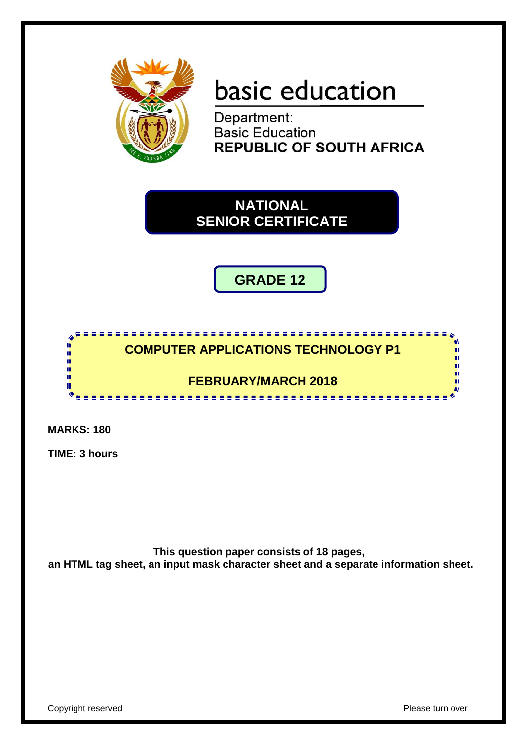basic education

Department:
Basic Education
**REPUBLIC OF SOUTH AFRICA**

# NATIONAL SENIOR CERTIFICATE

## GRADE 12

## COMPUTER APPLICATIONS TECHNOLOGY P1

## FEBRUARY/MARCH 2018

**MARKS: 180**

**TIME: 3 hours**

**This question paper consists of 18 pages, an HTML tag sheet, an input mask character sheet and a separate information sheet.**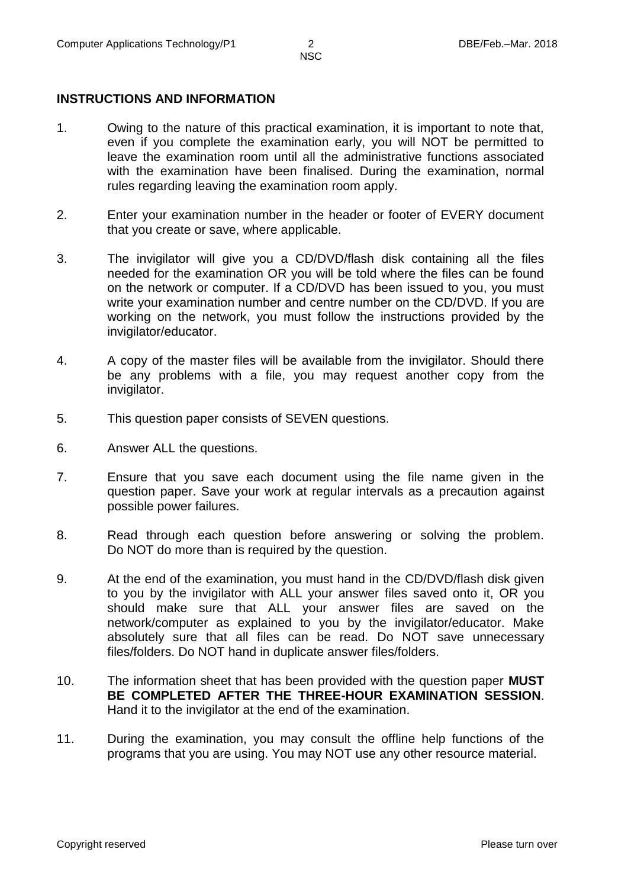## INSTRUCTIONS AND INFORMATION

1. Owing to the nature of this practical examination, it is important to note that, even if you complete the examination early, you will NOT be permitted to leave the examination room until all the administrative functions associated with the examination have been finalised. During the examination, normal rules regarding leaving the examination room apply.

2. Enter your examination number in the header or footer of EVERY document that you create or save, where applicable.

3. The invigilator will give you a CD/DVD/flash disk containing all the files needed for the examination OR you will be told where the files can be found on the network or computer. If a CD/DVD has been issued to you, you must write your examination number and centre number on the CD/DVD. If you are working on the network, you must follow the instructions provided by the invigilator/educator.

4. A copy of the master files will be available from the invigilator. Should there be any problems with a file, you may request another copy from the invigilator.

5. This question paper consists of SEVEN questions.

6. Answer ALL the questions.

7. Ensure that you save each document using the file name given in the question paper. Save your work at regular intervals as a precaution against possible power failures.

8. Read through each question before answering or solving the problem. Do NOT do more than is required by the question.

9. At the end of the examination, you must hand in the CD/DVD/flash disk given to you by the invigilator with ALL your answer files saved onto it, OR you should make sure that ALL your answer files are saved on the network/computer as explained to you by the invigilator/educator. Make absolutely sure that all files can be read. Do NOT save unnecessary files/folders. Do NOT hand in duplicate answer files/folders.

10. The information sheet that has been provided with the question paper **MUST BE COMPLETED AFTER THE THREE-HOUR EXAMINATION SESSION**. Hand it to the invigilator at the end of the examination.

11. During the examination, you may consult the offline help functions of the programs that you are using. You may NOT use any other resource material.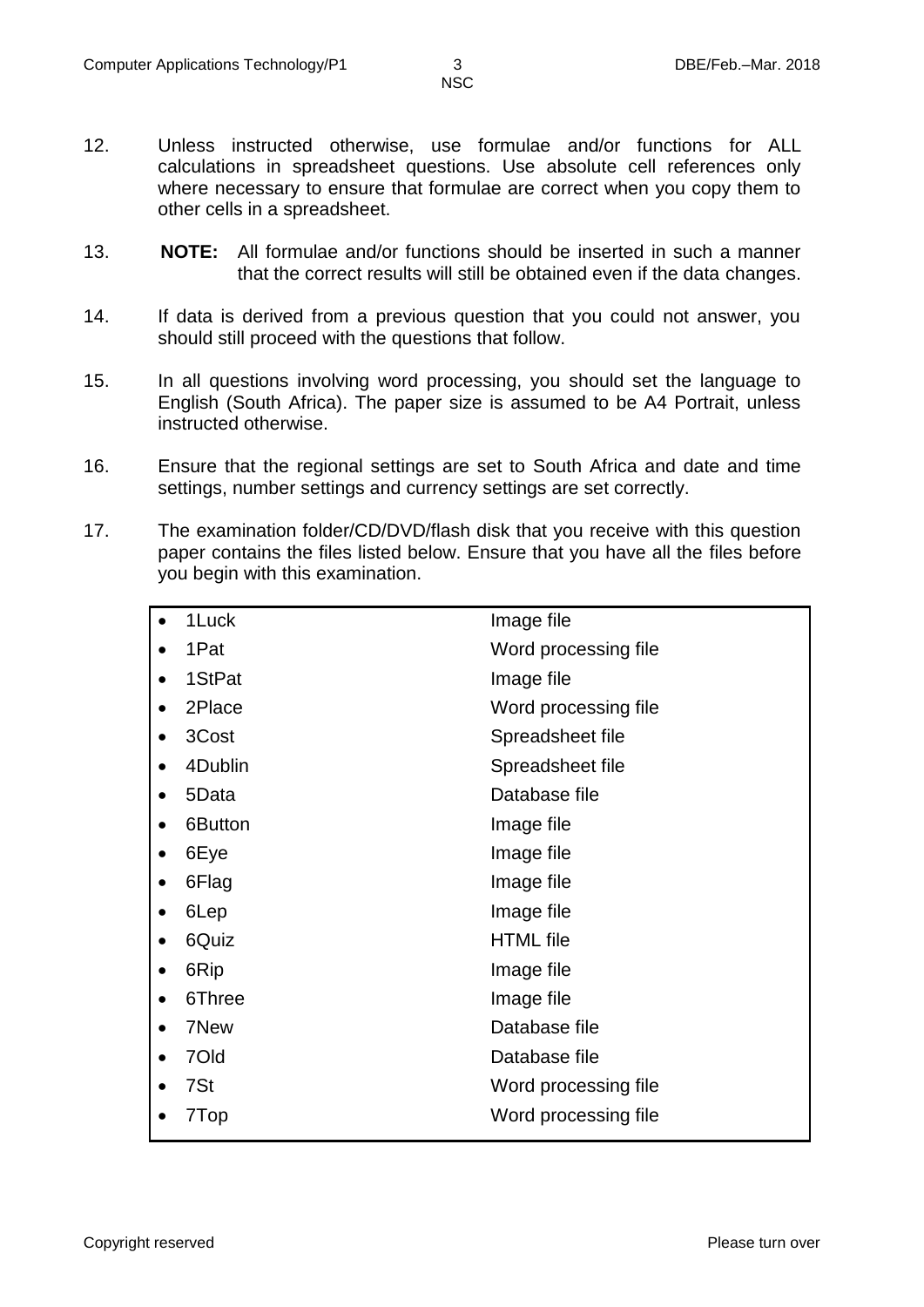12. Unless instructed otherwise, use formulae and/or functions for ALL calculations in spreadsheet questions. Use absolute cell references only where necessary to ensure that formulae are correct when you copy them to other cells in a spreadsheet.

13. **NOTE:** All formulae and/or functions should be inserted in such a manner that the correct results will still be obtained even if the data changes.

14. If data is derived from a previous question that you could not answer, you should still proceed with the questions that follow.

15. In all questions involving word processing, you should set the language to English (South Africa). The paper size is assumed to be A4 Portrait, unless instructed otherwise.

16. Ensure that the regional settings are set to South Africa and date and time settings, number settings and currency settings are set correctly.

17. The examination folder/CD/DVD/flash disk that you receive with this question paper contains the files listed below. Ensure that you have all the files before you begin with this examination.

| File | Type |
|---|---|
| • 1Luck | Image file |
| • 1Pat | Word processing file |
| • 1StPat | Image file |
| • 2Place | Word processing file |
| • 3Cost | Spreadsheet file |
| • 4Dublin | Spreadsheet file |
| • 5Data | Database file |
| • 6Button | Image file |
| • 6Eye | Image file |
| • 6Flag | Image file |
| • 6Lep | Image file |
| • 6Quiz | HTML file |
| • 6Rip | Image file |
| • 6Three | Image file |
| • 7New | Database file |
| • 7Old | Database file |
| • 7St | Word processing file |
| • 7Top | Word processing file |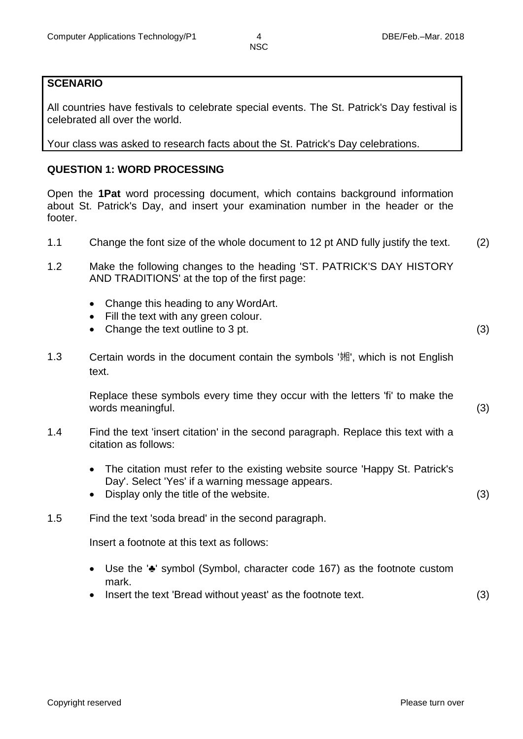**SCENARIO**

All countries have festivals to celebrate special events. The St. Patrick's Day festival is celebrated all over the world.

Your class was asked to research facts about the St. Patrick's Day celebrations.

## QUESTION 1: WORD PROCESSING

Open the **1Pat** word processing document, which contains background information about St. Patrick's Day, and insert your examination number in the header or the footer.

1.1 Change the font size of the whole document to 12 pt AND fully justify the text. (2)

1.2 Make the following changes to the heading 'ST. PATRICK'S DAY HISTORY AND TRADITIONS' at the top of the first page:

- Change this heading to any WordArt.
- Fill the text with any green colour.
- Change the text outline to 3 pt. (3)

1.3 Certain words in the document contain the symbols '媔', which is not English text.

Replace these symbols every time they occur with the letters 'fi' to make the words meaningful. (3)

1.4 Find the text 'insert citation' in the second paragraph. Replace this text with a citation as follows:

- The citation must refer to the existing website source 'Happy St. Patrick's Day'. Select 'Yes' if a warning message appears.
- Display only the title of the website. (3)

1.5 Find the text 'soda bread' in the second paragraph.

Insert a footnote at this text as follows:

- Use the '♣' symbol (Symbol, character code 167) as the footnote custom mark.
- Insert the text 'Bread without yeast' as the footnote text. (3)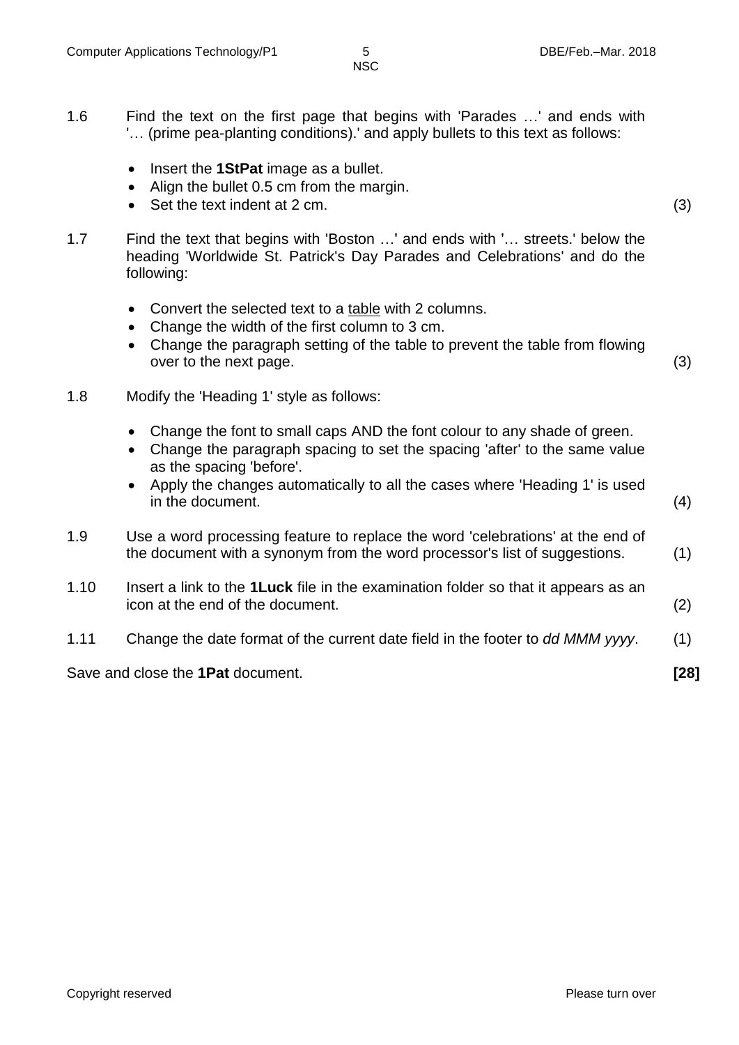1.6 Find the text on the first page that begins with 'Parades …' and ends with '… (prime pea-planting conditions).' and apply bullets to this text as follows:

- Insert the **1StPat** image as a bullet.
- Align the bullet 0.5 cm from the margin.
- Set the text indent at 2 cm. (3)

1.7 Find the text that begins with 'Boston …' and ends with '… streets.' below the heading 'Worldwide St. Patrick's Day Parades and Celebrations' and do the following:

- Convert the selected text to a <u>table</u> with 2 columns.
- Change the width of the first column to 3 cm.
- Change the paragraph setting of the table to prevent the table from flowing over to the next page. (3)

1.8 Modify the 'Heading 1' style as follows:

- Change the font to small caps AND the font colour to any shade of green.
- Change the paragraph spacing to set the spacing 'after' to the same value as the spacing 'before'.
- Apply the changes automatically to all the cases where 'Heading 1' is used in the document. (4)

1.9 Use a word processing feature to replace the word 'celebrations' at the end of the document with a synonym from the word processor's list of suggestions. (1)

1.10 Insert a link to the **1Luck** file in the examination folder so that it appears as an icon at the end of the document. (2)

1.11 Change the date format of the current date field in the footer to *dd MMM yyyy*. (1)

Save and close the **1Pat** document. **[28]**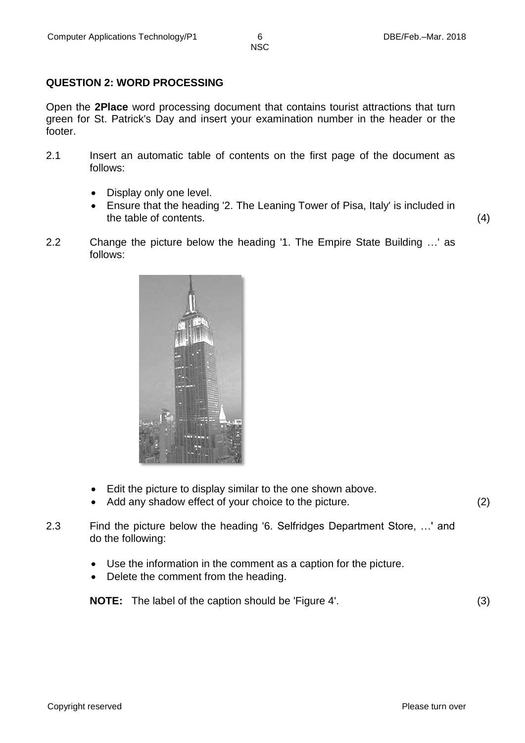**QUESTION 2: WORD PROCESSING**

Open the **2Place** word processing document that contains tourist attractions that turn green for St. Patrick's Day and insert your examination number in the header or the footer.

2.1 Insert an automatic table of contents on the first page of the document as follows:

- Display only one level.
- Ensure that the heading '2. The Leaning Tower of Pisa, Italy' is included in the table of contents. (4)

2.2 Change the picture below the heading '1. The Empire State Building …' as follows:

- Edit the picture to display similar to the one shown above.
- Add any shadow effect of your choice to the picture. (2)

2.3 Find the picture below the heading '6. Selfridges Department Store, …' and do the following:

- Use the information in the comment as a caption for the picture.
- Delete the comment from the heading.

**NOTE:** The label of the caption should be 'Figure 4'. (3)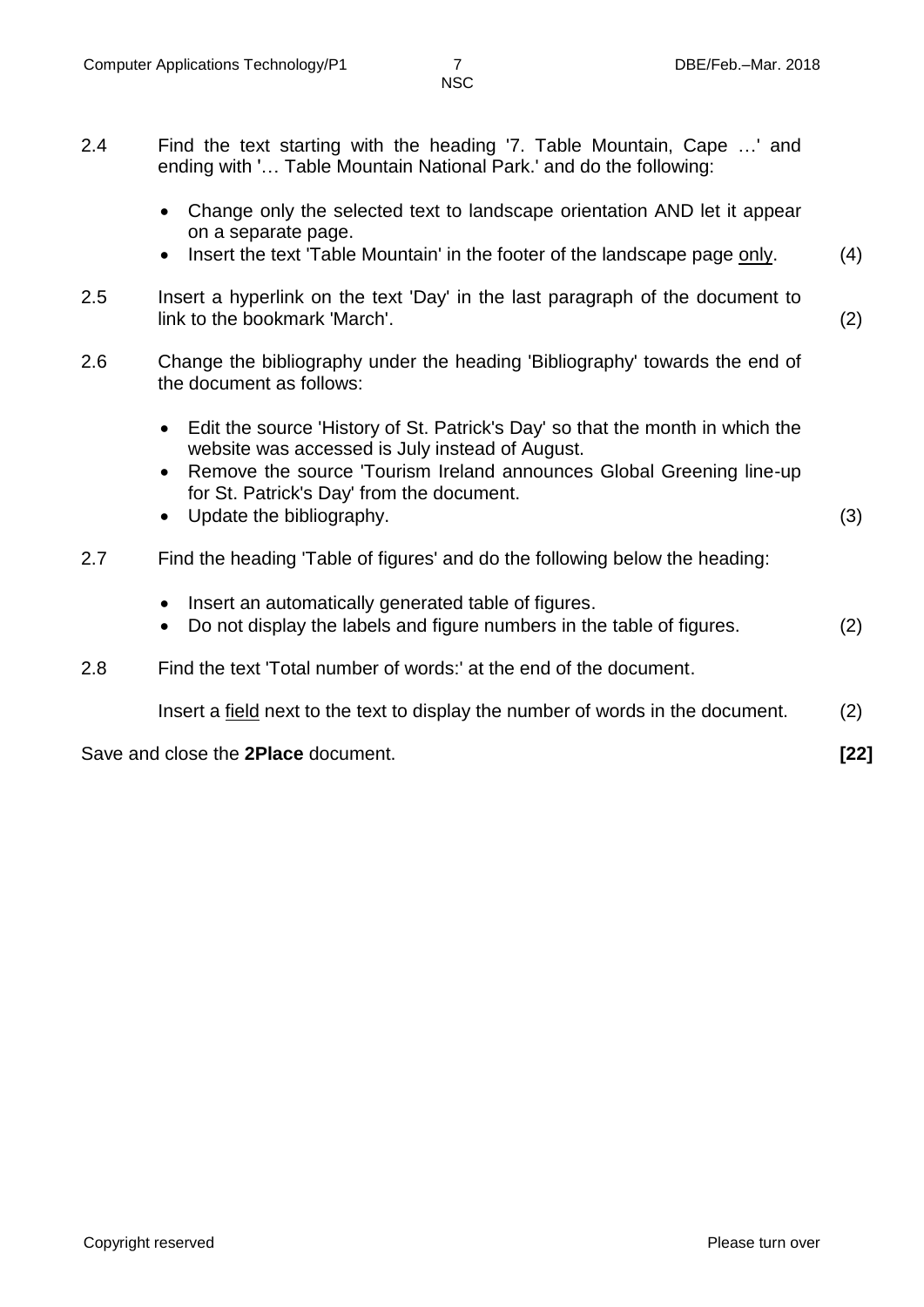2.4 Find the text starting with the heading '7. Table Mountain, Cape …' and ending with '… Table Mountain National Park.' and do the following:

- Change only the selected text to landscape orientation AND let it appear on a separate page.
- Insert the text 'Table Mountain' in the footer of the landscape page <u>only</u>. (4)

2.5 Insert a hyperlink on the text 'Day' in the last paragraph of the document to link to the bookmark 'March'. (2)

2.6 Change the bibliography under the heading 'Bibliography' towards the end of the document as follows:

- Edit the source 'History of St. Patrick's Day' so that the month in which the website was accessed is July instead of August.
- Remove the source 'Tourism Ireland announces Global Greening line-up for St. Patrick's Day' from the document.
- Update the bibliography. (3)

2.7 Find the heading 'Table of figures' and do the following below the heading:

- Insert an automatically generated table of figures.
- Do not display the labels and figure numbers in the table of figures. (2)

2.8 Find the text 'Total number of words:' at the end of the document.

Insert a <u>field</u> next to the text to display the number of words in the document. (2)

Save and close the **2Place** document. **[22]**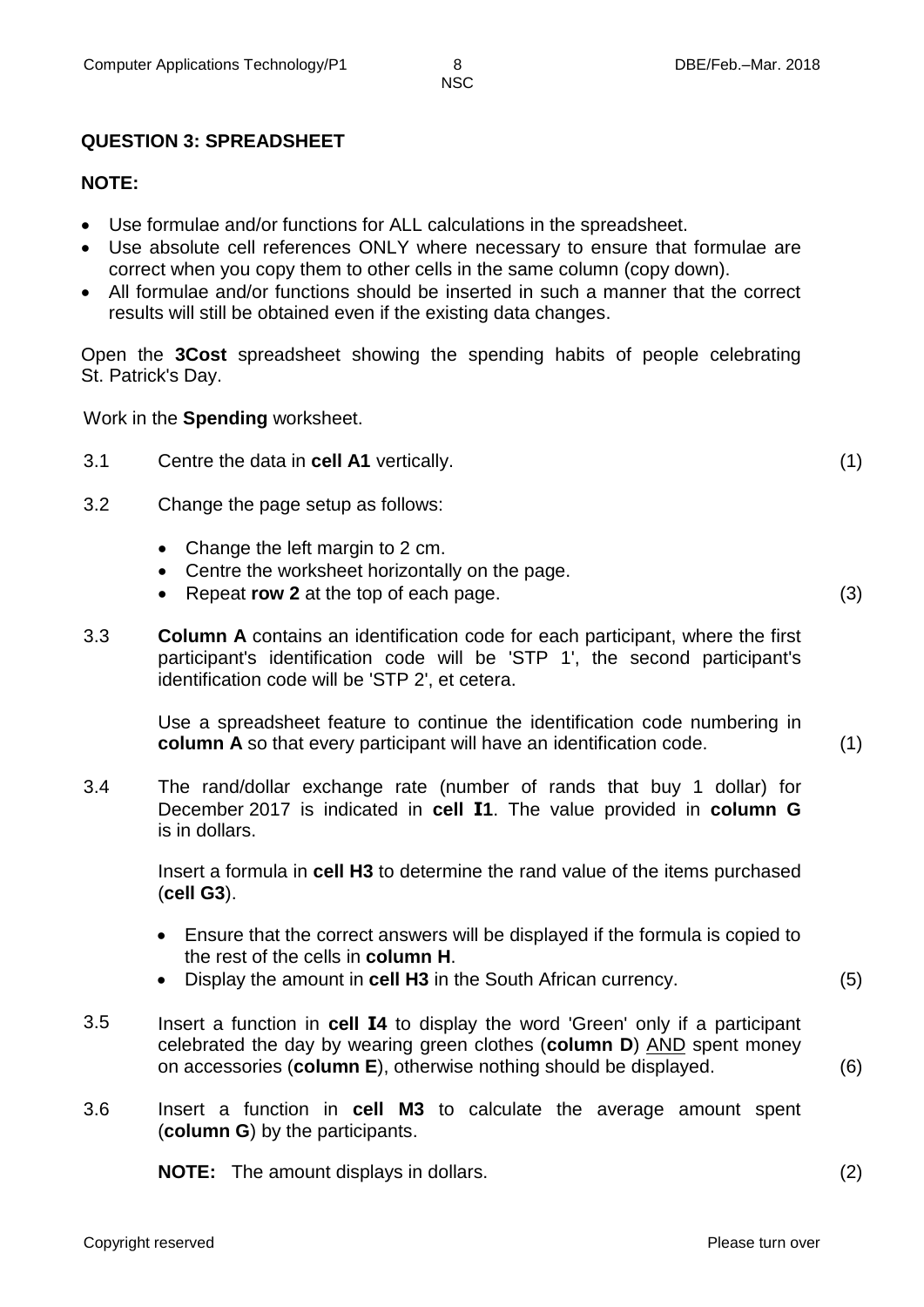## QUESTION 3: SPREADSHEET

**NOTE:**

- Use formulae and/or functions for ALL calculations in the spreadsheet.
- Use absolute cell references ONLY where necessary to ensure that formulae are correct when you copy them to other cells in the same column (copy down).
- All formulae and/or functions should be inserted in such a manner that the correct results will still be obtained even if the existing data changes.

Open the **3Cost** spreadsheet showing the spending habits of people celebrating St. Patrick's Day.

Work in the **Spending** worksheet.

3.1 Centre the data in **cell A1** vertically. (1)

3.2 Change the page setup as follows:

- Change the left margin to 2 cm.
- Centre the worksheet horizontally on the page.
- Repeat **row 2** at the top of each page. (3)

3.3 **Column A** contains an identification code for each participant, where the first participant's identification code will be 'STP 1', the second participant's identification code will be 'STP 2', et cetera.

Use a spreadsheet feature to continue the identification code numbering in **column A** so that every participant will have an identification code. (1)

3.4 The rand/dollar exchange rate (number of rands that buy 1 dollar) for December 2017 is indicated in **cell I1**. The value provided in **column G** is in dollars.

Insert a formula in **cell H3** to determine the rand value of the items purchased (**cell G3**).

- Ensure that the correct answers will be displayed if the formula is copied to the rest of the cells in **column H**.
- Display the amount in **cell H3** in the South African currency. (5)

3.5 Insert a function in **cell I4** to display the word 'Green' only if a participant celebrated the day by wearing green clothes (**column D**) AND spent money on accessories (**column E**), otherwise nothing should be displayed. (6)

3.6 Insert a function in **cell M3** to calculate the average amount spent (**column G**) by the participants.

**NOTE:** The amount displays in dollars. (2)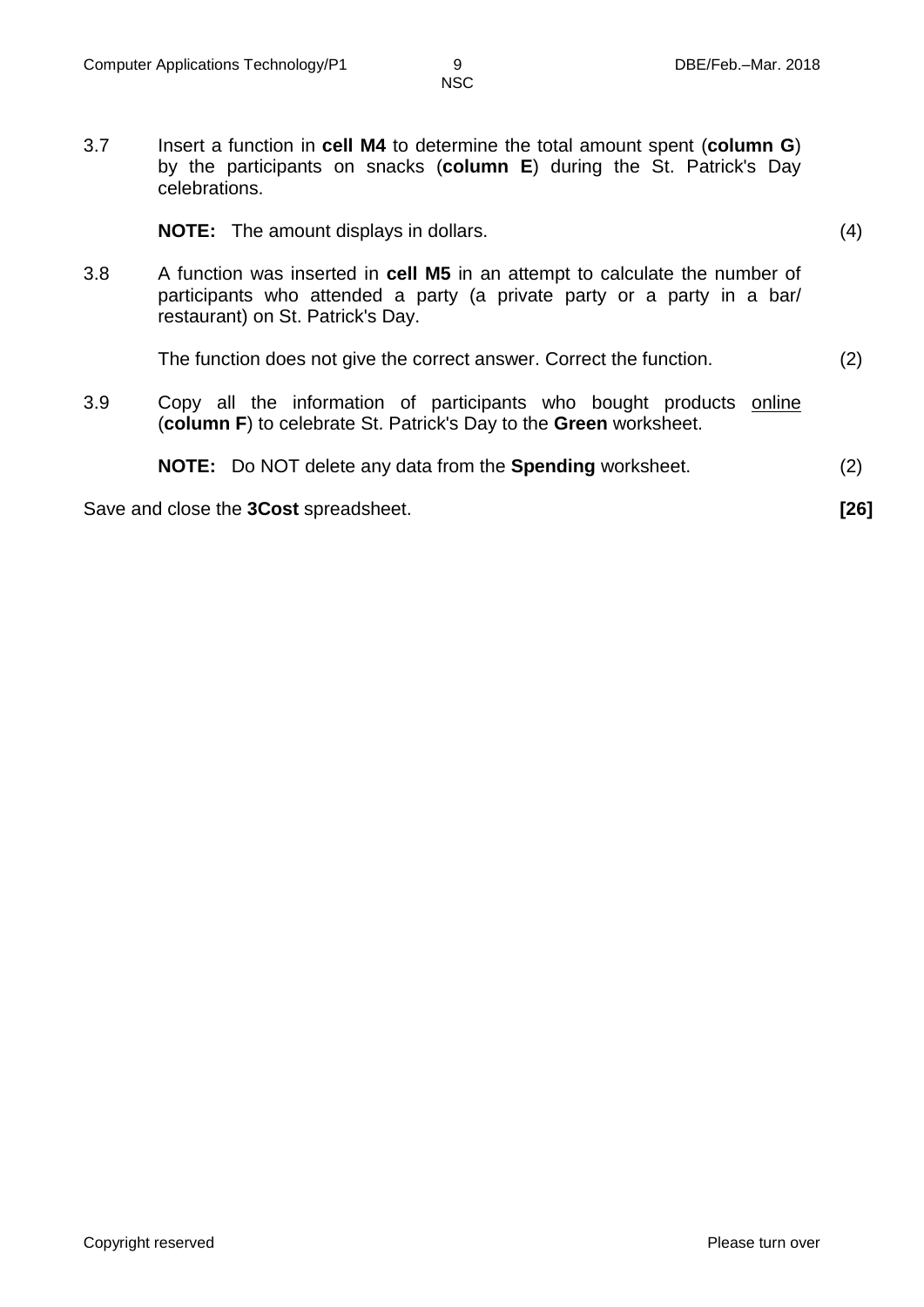3.7 Insert a function in **cell M4** to determine the total amount spent (**column G**) by the participants on snacks (**column E**) during the St. Patrick's Day celebrations.

**NOTE:** The amount displays in dollars. (4)

3.8 A function was inserted in **cell M5** in an attempt to calculate the number of participants who attended a party (a private party or a party in a bar/ restaurant) on St. Patrick's Day.

The function does not give the correct answer. Correct the function. (2)

3.9 Copy all the information of participants who bought products <u>online</u> (**column F**) to celebrate St. Patrick's Day to the **Green** worksheet.

**NOTE:** Do NOT delete any data from the **Spending** worksheet. (2)

Save and close the **3Cost** spreadsheet. **[26]**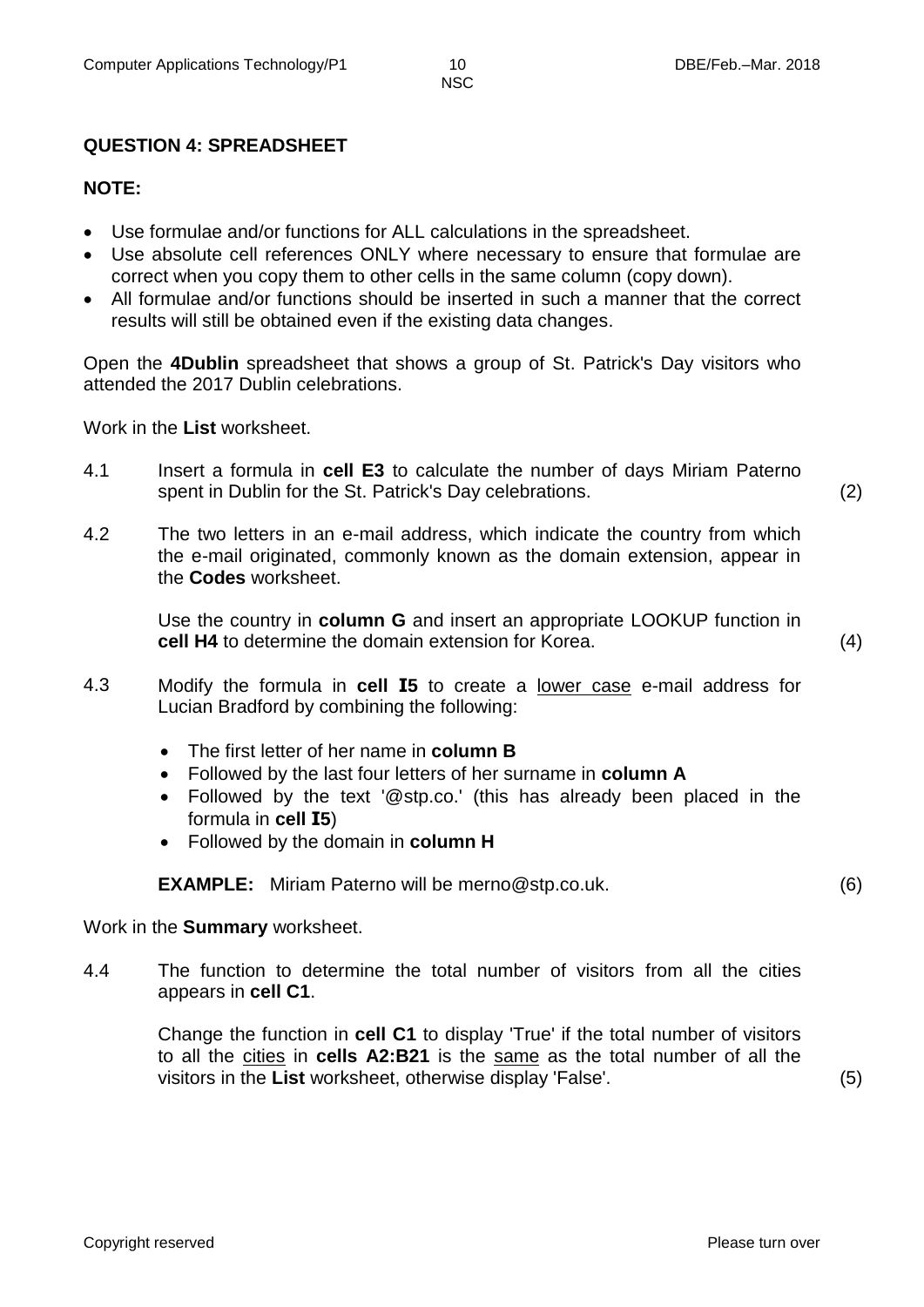## QUESTION 4: SPREADSHEET

**NOTE:**

- Use formulae and/or functions for ALL calculations in the spreadsheet.
- Use absolute cell references ONLY where necessary to ensure that formulae are correct when you copy them to other cells in the same column (copy down).
- All formulae and/or functions should be inserted in such a manner that the correct results will still be obtained even if the existing data changes.

Open the **4Dublin** spreadsheet that shows a group of St. Patrick's Day visitors who attended the 2017 Dublin celebrations.

Work in the **List** worksheet.

4.1 Insert a formula in **cell E3** to calculate the number of days Miriam Paterno spent in Dublin for the St. Patrick's Day celebrations. (2)

4.2 The two letters in an e-mail address, which indicate the country from which the e-mail originated, commonly known as the domain extension, appear in the **Codes** worksheet.

Use the country in **column G** and insert an appropriate LOOKUP function in **cell H4** to determine the domain extension for Korea. (4)

4.3 Modify the formula in **cell I5** to create a lower case e-mail address for Lucian Bradford by combining the following:

- The first letter of her name in **column B**
- Followed by the last four letters of her surname in **column A**
- Followed by the text '@stp.co.' (this has already been placed in the formula in **cell I5**)
- Followed by the domain in **column H**

**EXAMPLE:** Miriam Paterno will be merno@stp.co.uk. (6)

Work in the **Summary** worksheet.

4.4 The function to determine the total number of visitors from all the cities appears in **cell C1**.

Change the function in **cell C1** to display 'True' if the total number of visitors to all the cities in **cells A2:B21** is the same as the total number of all the visitors in the **List** worksheet, otherwise display 'False'. (5)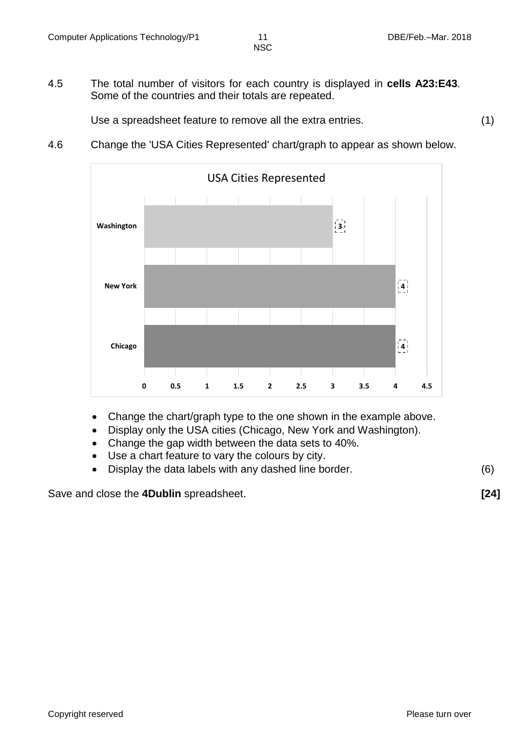4.5 The total number of visitors for each country is displayed in **cells A23:E43**. Some of the countries and their totals are repeated.

Use a spreadsheet feature to remove all the extra entries. (1)

4.6 Change the 'USA Cities Represented' chart/graph to appear as shown below.

USA Cities Represented

| City | Value |
|---|---|
| Washington | 3 |
| New York | 4 |
| Chicago | 4 |

- Change the chart/graph type to the one shown in the example above.
- Display only the USA cities (Chicago, New York and Washington).
- Change the gap width between the data sets to 40%.
- Use a chart feature to vary the colours by city.
- Display the data labels with any dashed line border. (6)

Save and close the **4Dublin** spreadsheet. **[24]**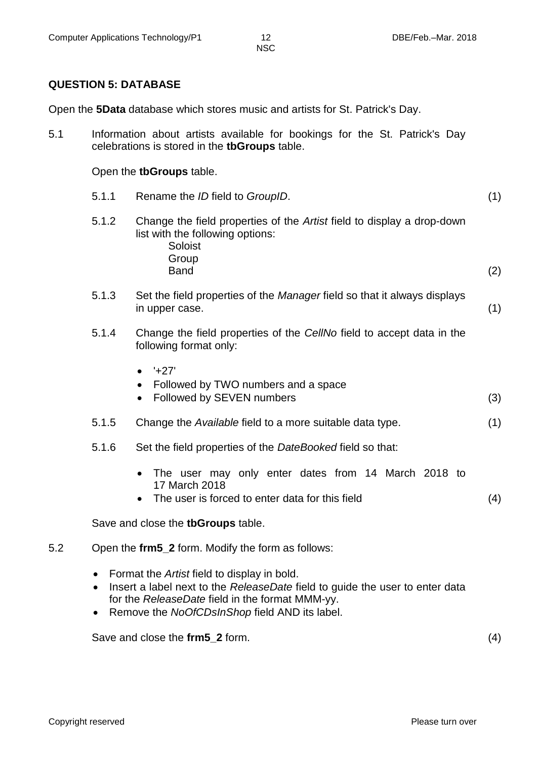## QUESTION 5: DATABASE

Open the **5Data** database which stores music and artists for St. Patrick's Day.

5.1 Information about artists available for bookings for the St. Patrick's Day celebrations is stored in the **tbGroups** table.

Open the **tbGroups** table.

5.1.1 Rename the *ID* field to *GroupID*. (1)

5.1.2 Change the field properties of the *Artist* field to display a drop-down list with the following options:
Soloist
Group
Band (2)

5.1.3 Set the field properties of the *Manager* field so that it always displays in upper case. (1)

5.1.4 Change the field properties of the *CellNo* field to accept data in the following format only:

- '+27'
- Followed by TWO numbers and a space
- Followed by SEVEN numbers (3)

5.1.5 Change the *Available* field to a more suitable data type. (1)

5.1.6 Set the field properties of the *DateBooked* field so that:

- The user may only enter dates from 14 March 2018 to 17 March 2018
- The user is forced to enter data for this field (4)

Save and close the **tbGroups** table.

5.2 Open the **frm5_2** form. Modify the form as follows:

- Format the *Artist* field to display in bold.
- Insert a label next to the *ReleaseDate* field to guide the user to enter data for the *ReleaseDate* field in the format MMM-yy.
- Remove the *NoOfCDsInShop* field AND its label.

Save and close the **frm5_2** form. (4)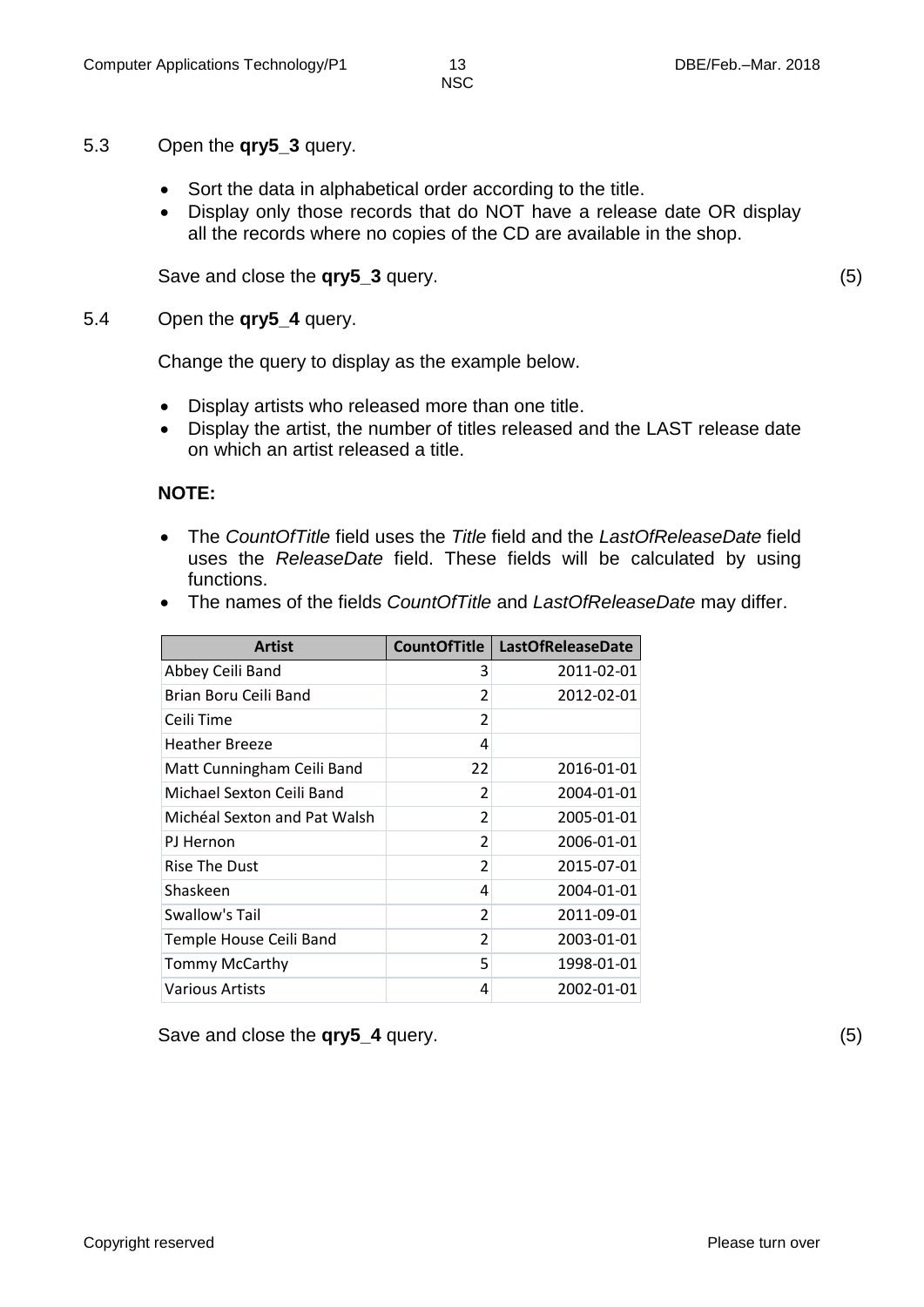5.3 Open the **qry5_3** query.

- Sort the data in alphabetical order according to the title.
- Display only those records that do NOT have a release date OR display all the records where no copies of the CD are available in the shop.

Save and close the **qry5_3** query. (5)

5.4 Open the **qry5_4** query.

Change the query to display as the example below.

- Display artists who released more than one title.
- Display the artist, the number of titles released and the LAST release date on which an artist released a title.

**NOTE:**

- The *CountOfTitle* field uses the *Title* field and the *LastOfReleaseDate* field uses the *ReleaseDate* field. These fields will be calculated by using functions.
- The names of the fields *CountOfTitle* and *LastOfReleaseDate* may differ.

| Artist | CountOfTitle | LastOfReleaseDate |
|---|---|---|
| Abbey Ceili Band | 3 | 2011-02-01 |
| Brian Boru Ceili Band | 2 | 2012-02-01 |
| Ceili Time | 2 | |
| Heather Breeze | 4 | |
| Matt Cunningham Ceili Band | 22 | 2016-01-01 |
| Michael Sexton Ceili Band | 2 | 2004-01-01 |
| Michéal Sexton and Pat Walsh | 2 | 2005-01-01 |
| PJ Hernon | 2 | 2006-01-01 |
| Rise The Dust | 2 | 2015-07-01 |
| Shaskeen | 4 | 2004-01-01 |
| Swallow's Tail | 2 | 2011-09-01 |
| Temple House Ceili Band | 2 | 2003-01-01 |
| Tommy McCarthy | 5 | 1998-01-01 |
| Various Artists | 4 | 2002-01-01 |

Save and close the **qry5_4** query. (5)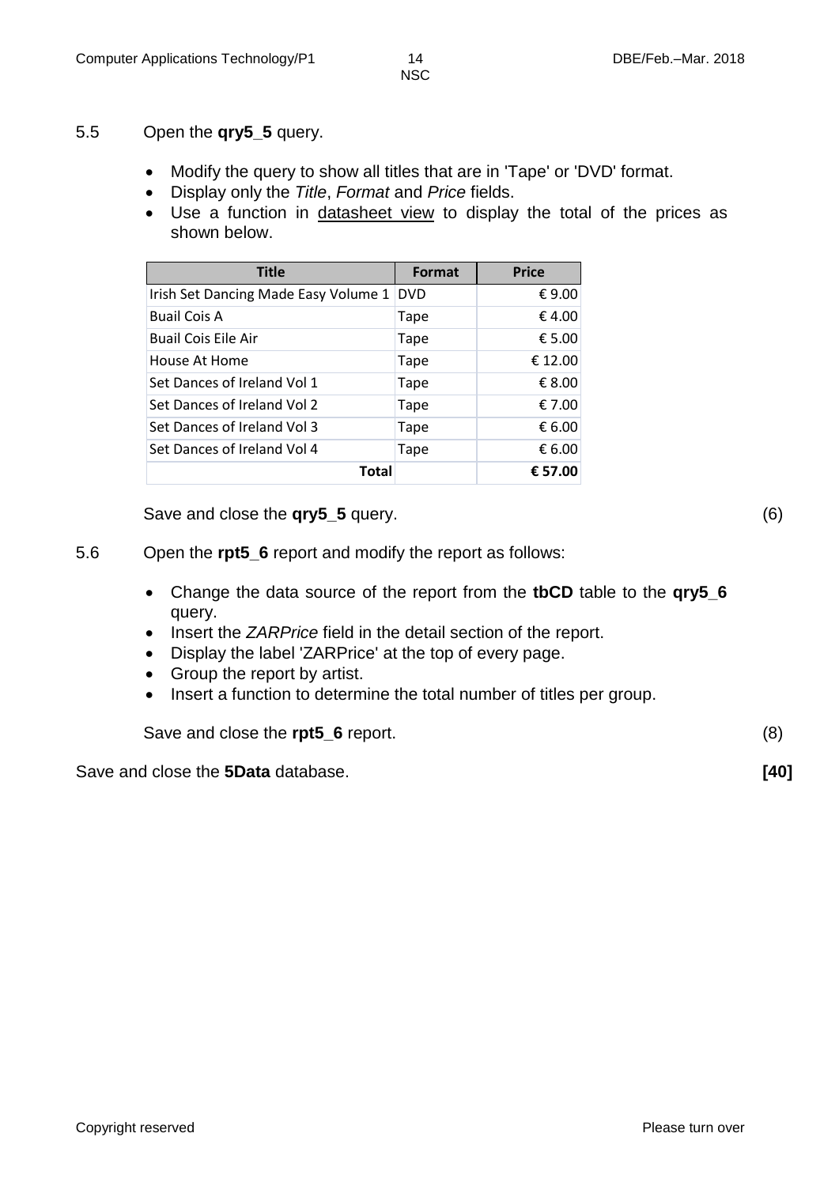5.5 Open the **qry5_5** query.

- Modify the query to show all titles that are in 'Tape' or 'DVD' format.
- Display only the *Title*, *Format* and *Price* fields.
- Use a function in datasheet view to display the total of the prices as shown below.

| Title | Format | Price |
|---|---|---|
| Irish Set Dancing Made Easy Volume 1 | DVD | € 9.00 |
| Buail Cois A | Tape | € 4.00 |
| Buail Cois Eile Air | Tape | € 5.00 |
| House At Home | Tape | € 12.00 |
| Set Dances of Ireland Vol 1 | Tape | € 8.00 |
| Set Dances of Ireland Vol 2 | Tape | € 7.00 |
| Set Dances of Ireland Vol 3 | Tape | € 6.00 |
| Set Dances of Ireland Vol 4 | Tape | € 6.00 |
| **Total** | | **€ 57.00** |

Save and close the **qry5_5** query. (6)

5.6 Open the **rpt5_6** report and modify the report as follows:

- Change the data source of the report from the **tbCD** table to the **qry5_6** query.
- Insert the *ZARPrice* field in the detail section of the report.
- Display the label 'ZARPrice' at the top of every page.
- Group the report by artist.
- Insert a function to determine the total number of titles per group.

Save and close the **rpt5_6** report. (8)

Save and close the **5Data** database. **[40]**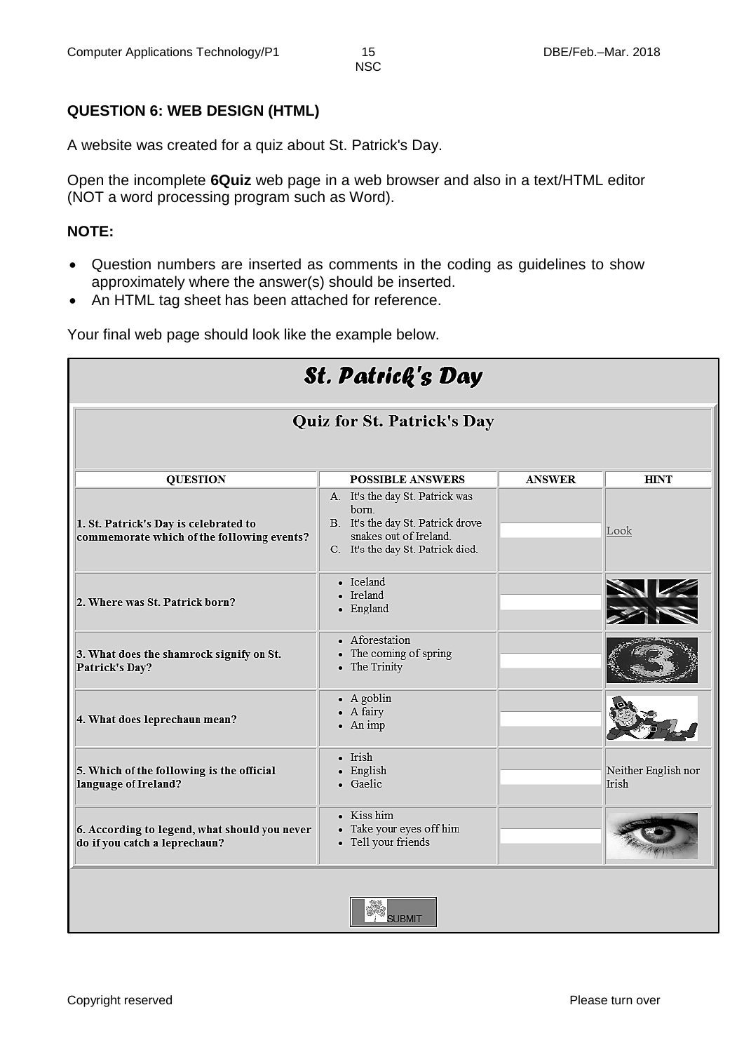## QUESTION 6: WEB DESIGN (HTML)

A website was created for a quiz about St. Patrick's Day.

Open the incomplete **6Quiz** web page in a web browser and also in a text/HTML editor (NOT a word processing program such as Word).

**NOTE:**

- Question numbers are inserted as comments in the coding as guidelines to show approximately where the answer(s) should be inserted.
- An HTML tag sheet has been attached for reference.

Your final web page should look like the example below.

# St. Patrick's Day

## Quiz for St. Patrick's Day

| QUESTION | POSSIBLE ANSWERS | ANSWER | HINT |
|---|---|---|---|
| 1. St. Patrick's Day is celebrated to commemorate which of the following events? | A. It's the day St. Patrick was born.<br>B. It's the day St. Patrick drove snakes out of Ireland.<br>C. It's the day St. Patrick died. | | Look |
| 2. Where was St. Patrick born? | • Iceland<br>• Ireland<br>• England | | |
| 3. What does the shamrock signify on St. Patrick's Day? | • Aforestation<br>• The coming of spring<br>• The Trinity | | |
| 4. What does leprechaun mean? | • A goblin<br>• A fairy<br>• An imp | | |
| 5. Which of the following is the official language of Ireland? | • Irish<br>• English<br>• Gaelic | | Neither English nor Irish |
| 6. According to legend, what should you never do if you catch a leprechaun? | • Kiss him<br>• Take your eyes off him<br>• Tell your friends | | |

SUBMIT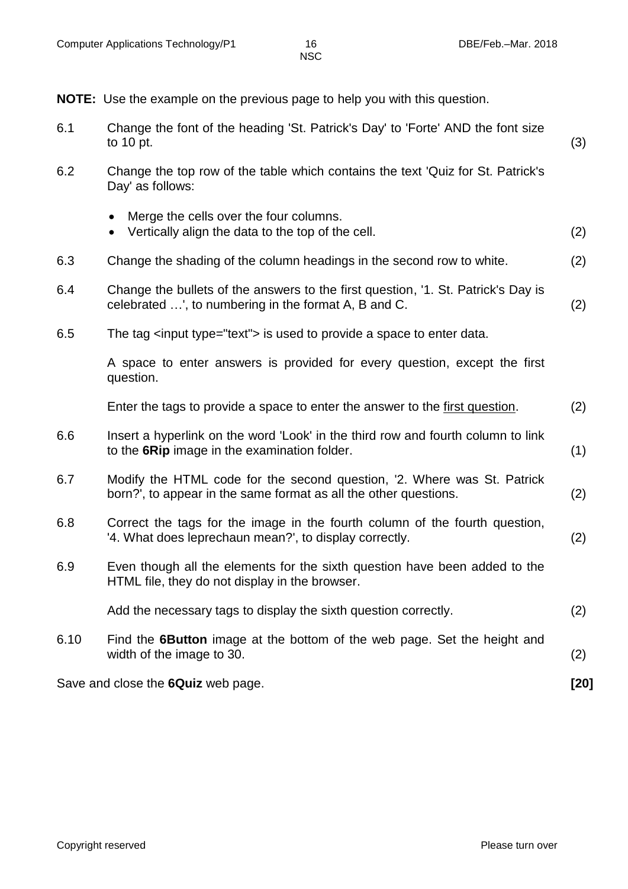**NOTE:** Use the example on the previous page to help you with this question.

6.1 Change the font of the heading 'St. Patrick's Day' to 'Forte' AND the font size to 10 pt. (3)

6.2 Change the top row of the table which contains the text 'Quiz for St. Patrick's Day' as follows:

- Merge the cells over the four columns.
- Vertically align the data to the top of the cell. (2)

6.3 Change the shading of the column headings in the second row to white. (2)

6.4 Change the bullets of the answers to the first question, '1. St. Patrick's Day is celebrated …', to numbering in the format A, B and C. (2)

6.5 The tag <input type="text"> is used to provide a space to enter data.

A space to enter answers is provided for every question, except the first question.

Enter the tags to provide a space to enter the answer to the first question. (2)

6.6 Insert a hyperlink on the word 'Look' in the third row and fourth column to link to the **6Rip** image in the examination folder. (1)

6.7 Modify the HTML code for the second question, '2. Where was St. Patrick born?', to appear in the same format as all the other questions. (2)

6.8 Correct the tags for the image in the fourth column of the fourth question, '4. What does leprechaun mean?', to display correctly. (2)

6.9 Even though all the elements for the sixth question have been added to the HTML file, they do not display in the browser.

Add the necessary tags to display the sixth question correctly. (2)

6.10 Find the **6Button** image at the bottom of the web page. Set the height and width of the image to 30. (2)

Save and close the **6Quiz** web page. **[20]**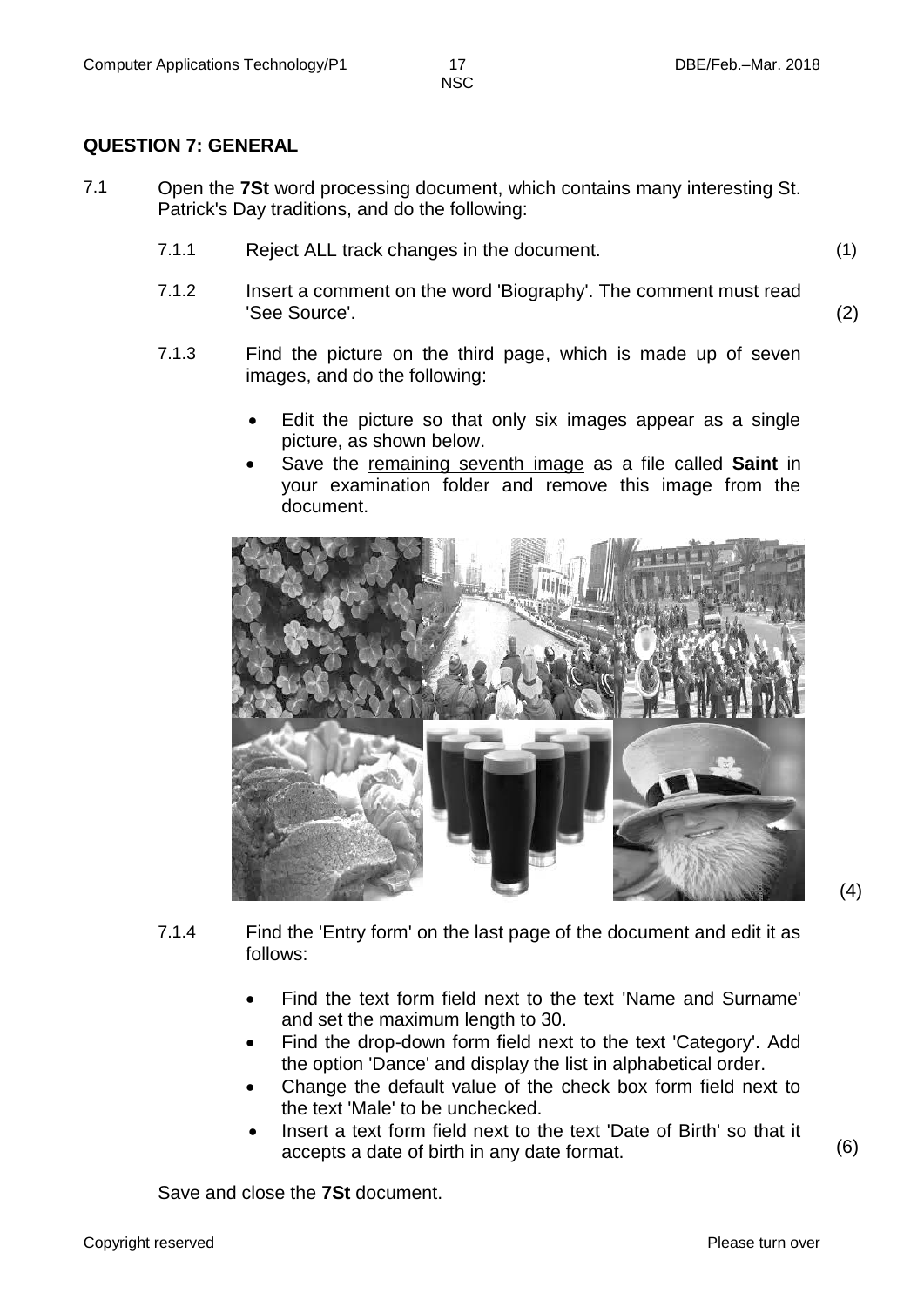## QUESTION 7: GENERAL

7.1 Open the **7St** word processing document, which contains many interesting St. Patrick's Day traditions, and do the following:

7.1.1 Reject ALL track changes in the document. (1)

7.1.2 Insert a comment on the word 'Biography'. The comment must read 'See Source'. (2)

7.1.3 Find the picture on the third page, which is made up of seven images, and do the following:

- Edit the picture so that only six images appear as a single picture, as shown below.
- Save the remaining seventh image as a file called **Saint** in your examination folder and remove this image from the document.

(4)

7.1.4 Find the 'Entry form' on the last page of the document and edit it as follows:

- Find the text form field next to the text 'Name and Surname' and set the maximum length to 30.
- Find the drop-down form field next to the text 'Category'. Add the option 'Dance' and display the list in alphabetical order.
- Change the default value of the check box form field next to the text 'Male' to be unchecked.
- Insert a text form field next to the text 'Date of Birth' so that it accepts a date of birth in any date format.

(6)

Save and close the **7St** document.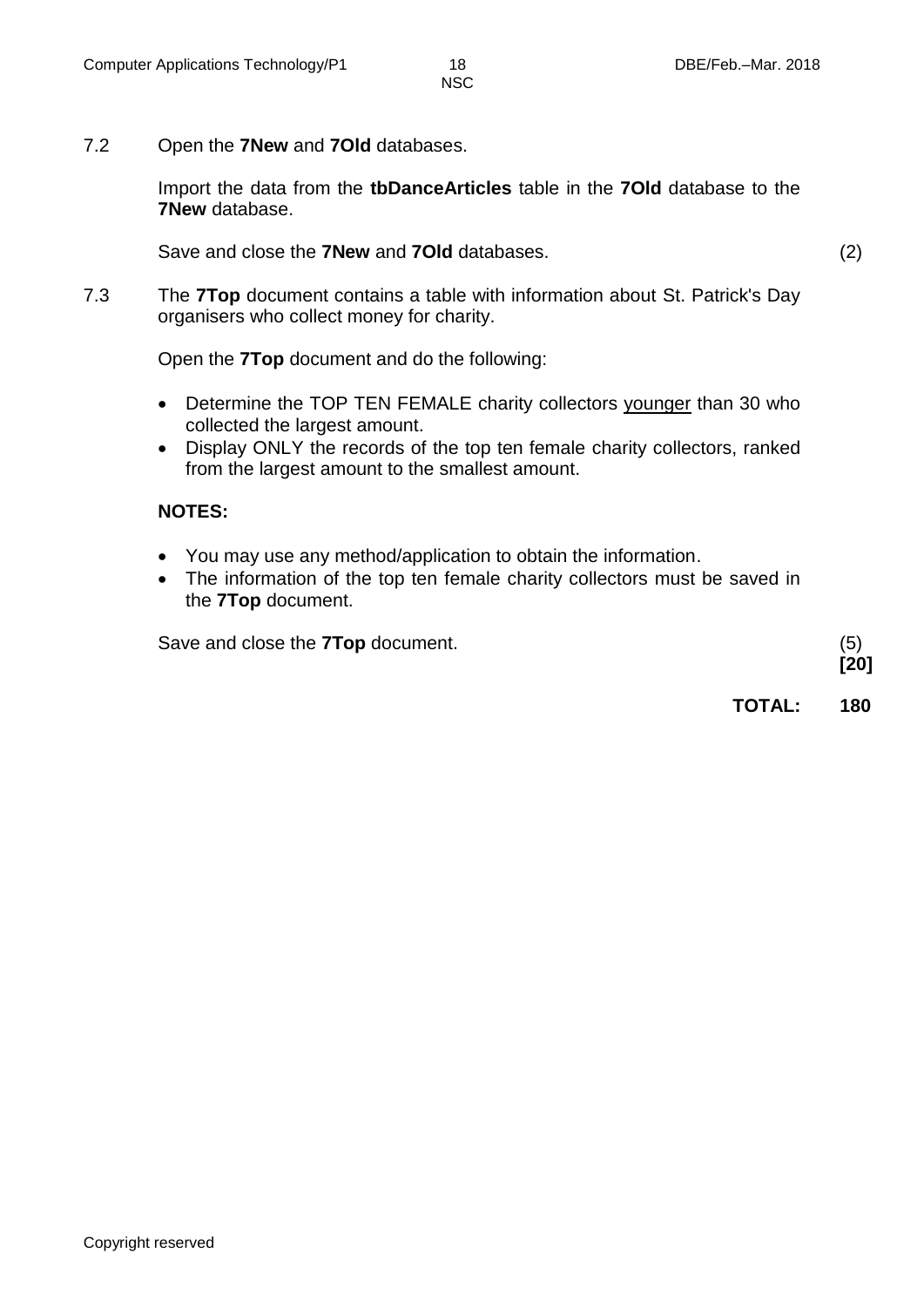7.2 Open the **7New** and **7Old** databases.

Import the data from the **tbDanceArticles** table in the **7Old** database to the **7New** database.

Save and close the **7New** and **7Old** databases. (2)

7.3 The **7Top** document contains a table with information about St. Patrick's Day organisers who collect money for charity.

Open the **7Top** document and do the following:

- Determine the TOP TEN FEMALE charity collectors younger than 30 who collected the largest amount.
- Display ONLY the records of the top ten female charity collectors, ranked from the largest amount to the smallest amount.

**NOTES:**

- You may use any method/application to obtain the information.
- The information of the top ten female charity collectors must be saved in the **7Top** document.

Save and close the **7Top** document. (5)
**[20]**

**TOTAL: 180**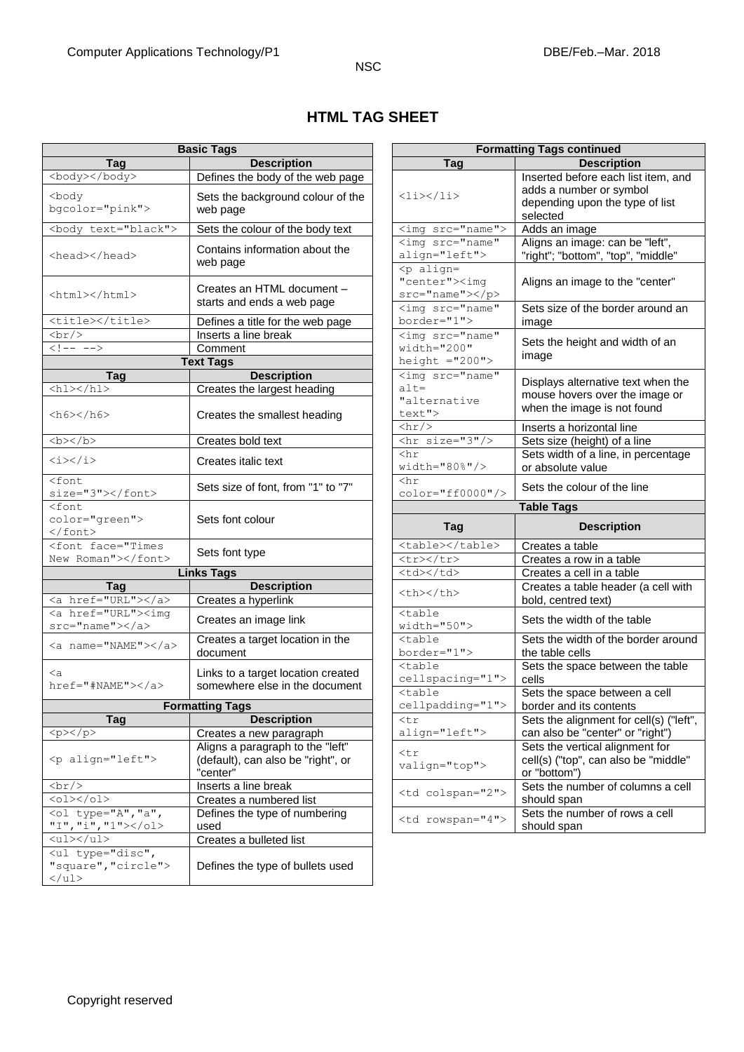# HTML TAG SHEET

| Basic Tags | |
|---|---|
| **Tag** | **Description** |
| `<body></body>` | Defines the body of the web page |
| `<body bgcolor="pink">` | Sets the background colour of the web page |
| `<body text="black">` | Sets the colour of the body text |
| `<head></head>` | Contains information about the web page |
| `<html></html>` | Creates an HTML document – starts and ends a web page |
| `<title></title>` | Defines a title for the web page |
| `<br/>` | Inserts a line break |
| `<!-- -->` | Comment |

| Text Tags | |
|---|---|
| **Tag** | **Description** |
| `<h1></h1>` | Creates the largest heading |
| `<h6></h6>` | Creates the smallest heading |
| `<b></b>` | Creates bold text |
| `<i></i>` | Creates italic text |
| `<font size="3"></font>` | Sets size of font, from "1" to "7" |
| `<font color="green"></font>` | Sets font colour |
| `<font face="Times New Roman"></font>` | Sets font type |

| Links Tags | |
|---|---|
| **Tag** | **Description** |
| `<a href="URL"></a>` | Creates a hyperlink |
| `<a href="URL"><img src="name"></a>` | Creates an image link |
| `<a name="NAME"></a>` | Creates a target location in the document |
| `<a href="#NAME"></a>` | Links to a target location created somewhere else in the document |

| Formatting Tags | |
|---|---|
| **Tag** | **Description** |
| `<p></p>` | Creates a new paragraph |
| `<p align="left">` | Aligns a paragraph to the "left" (default), can also be "right", or "center" |
| `<br/>` | Inserts a line break |
| `<ol></ol>` | Creates a numbered list |
| `<ol type="A","a","I","i","1"></ol>` | Defines the type of numbering used |
| `<ul></ul>` | Creates a bulleted list |
| `<ul type="disc","square","circle"></ul>` | Defines the type of bullets used |

| Formatting Tags continued | |
|---|---|
| **Tag** | **Description** |
| `<li></li>` | Inserted before each list item, and adds a number or symbol depending upon the type of list selected |
| `<img src="name">` | Adds an image |
| `<img src="name" align="left">` | Aligns an image: can be "left", "right"; "bottom", "top", "middle" |
| `<p align="center"><img src="name"></p>` | Aligns an image to the "center" |
| `<img src="name" border="1">` | Sets size of the border around an image |
| `<img src="name" width="200" height ="200">` | Sets the height and width of an image |
| `<img src="name" alt="alternative text">` | Displays alternative text when the mouse hovers over the image or when the image is not found |
| `<hr/>` | Inserts a horizontal line |
| `<hr size="3"/>` | Sets size (height) of a line |
| `<hr width="80%"/>` | Sets width of a line, in percentage or absolute value |
| `<hr color="ff0000"/>` | Sets the colour of the line |

| Table Tags | |
|---|---|
| **Tag** | **Description** |
| `<table></table>` | Creates a table |
| `<tr></tr>` | Creates a row in a table |
| `<td></td>` | Creates a cell in a table |
| `<th></th>` | Creates a table header (a cell with bold, centred text) |
| `<table width="50">` | Sets the width of the table |
| `<table border="1">` | Sets the width of the border around the table cells |
| `<table cellspacing="1">` | Sets the space between the table cells |
| `<table cellpadding="1">` | Sets the space between a cell border and its contents |
| `<tr align="left">` | Sets the alignment for cell(s) ("left", can also be "center" or "right") |
| `<tr valign="top">` | Sets the vertical alignment for cell(s) ("top", can also be "middle" or "bottom") |
| `<td colspan="2">` | Sets the number of columns a cell should span |
| `<td rowspan="4">` | Sets the number of rows a cell should span |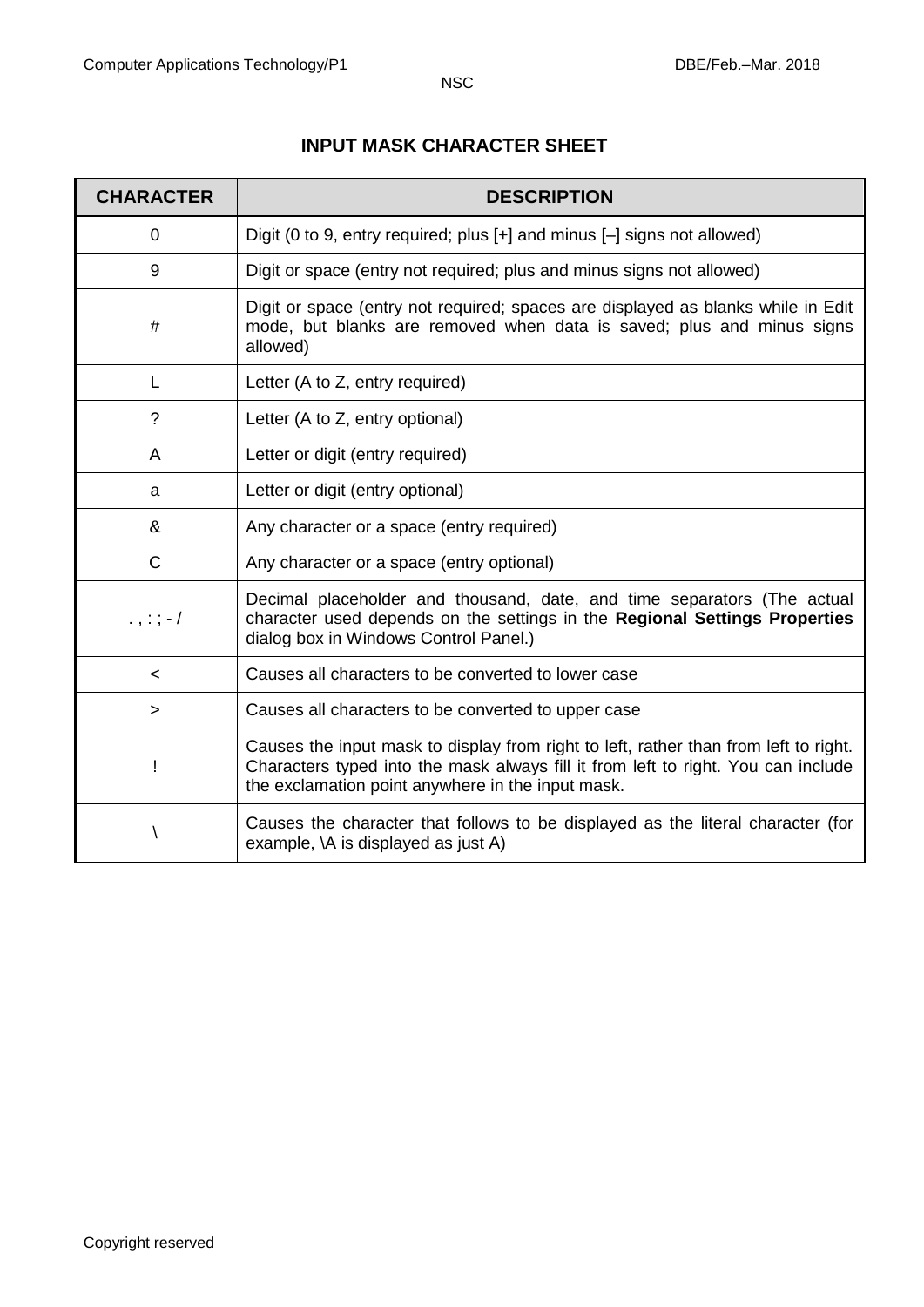## INPUT MASK CHARACTER SHEET

| CHARACTER | DESCRIPTION |
|---|---|
| 0 | Digit (0 to 9, entry required; plus [+] and minus [–] signs not allowed) |
| 9 | Digit or space (entry not required; plus and minus signs not allowed) |
| # | Digit or space (entry not required; spaces are displayed as blanks while in Edit mode, but blanks are removed when data is saved; plus and minus signs allowed) |
| L | Letter (A to Z, entry required) |
| ? | Letter (A to Z, entry optional) |
| A | Letter or digit (entry required) |
| a | Letter or digit (entry optional) |
| & | Any character or a space (entry required) |
| C | Any character or a space (entry optional) |
| . , : ; - / | Decimal placeholder and thousand, date, and time separators (The actual character used depends on the settings in the **Regional Settings Properties** dialog box in Windows Control Panel.) |
| < | Causes all characters to be converted to lower case |
| > | Causes all characters to be converted to upper case |
| ! | Causes the input mask to display from right to left, rather than from left to right. Characters typed into the mask always fill it from left to right. You can include the exclamation point anywhere in the input mask. |
| \ | Causes the character that follows to be displayed as the literal character (for example, \A is displayed as just A) |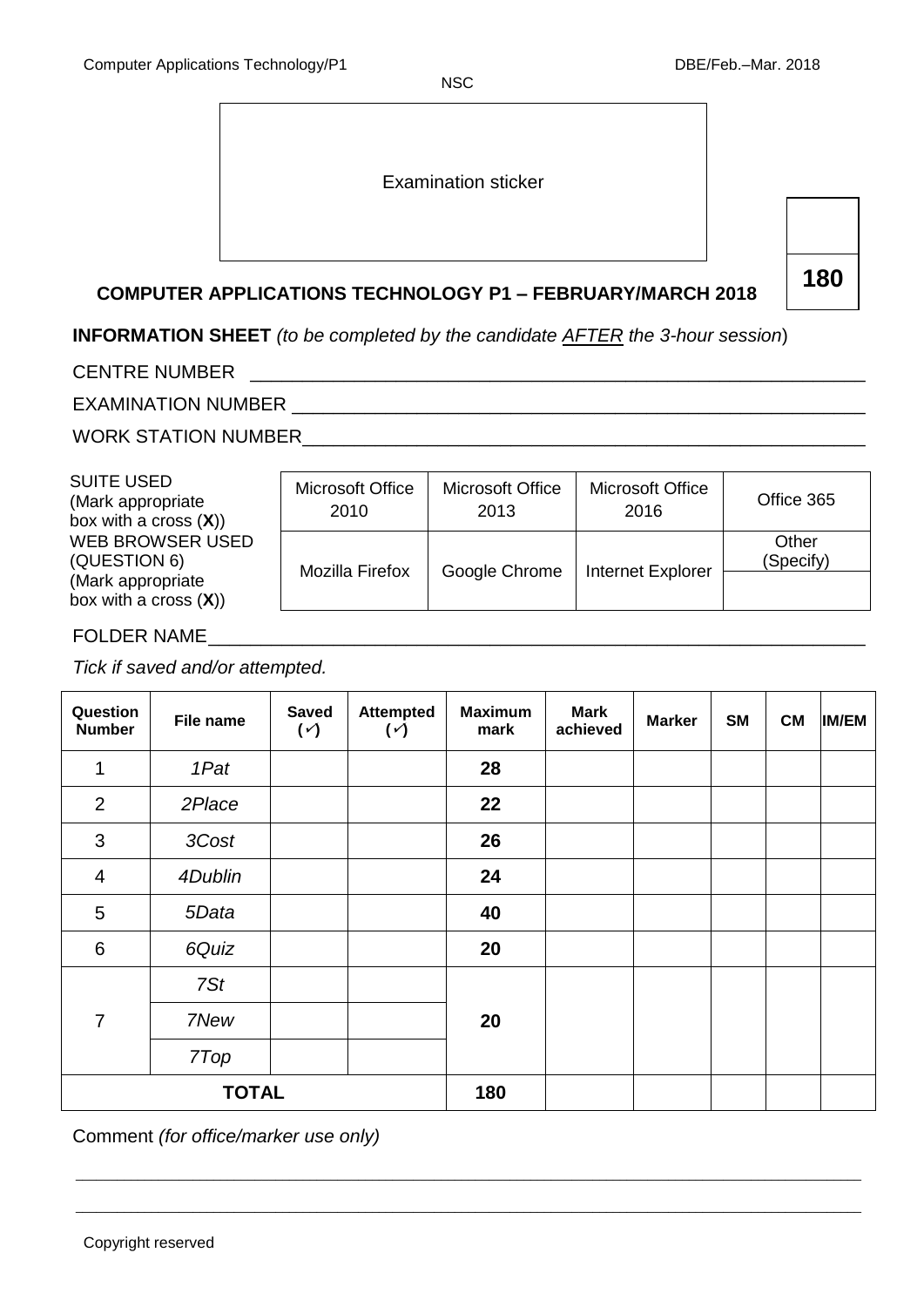Examination sticker

**180**

## COMPUTER APPLICATIONS TECHNOLOGY P1 – FEBRUARY/MARCH 2018

**INFORMATION SHEET** *(to be completed by the candidate AFTER the 3-hour session)*

CENTRE NUMBER ____________________________________________

EXAMINATION NUMBER ____________________________________________

WORK STATION NUMBER ____________________________________________

| | | | | |
|---|---|---|---|---|
| SUITE USED (Mark appropriate box with a cross (**X**)) | Microsoft Office 2010 | Microsoft Office 2013 | Microsoft Office 2016 | Office 365 |
| WEB BROWSER USED (QUESTION 6) (Mark appropriate box with a cross (**X**)) | Mozilla Firefox | Google Chrome | Internet Explorer | Other (Specify) |

FOLDER NAME ____________________________________________

*Tick if saved and/or attempted.*

| Question Number | File name | Saved (✓) | Attempted (✓) | Maximum mark | Mark achieved | Marker | SM | CM | IM/EM |
|---|---|---|---|---|---|---|---|---|---|
| 1 | *1Pat* | | | **28** | | | | | |
| 2 | *2Place* | | | **22** | | | | | |
| 3 | *3Cost* | | | **26** | | | | | |
| 4 | *4Dublin* | | | **24** | | | | | |
| 5 | *5Data* | | | **40** | | | | | |
| 6 | *6Quiz* | | | **20** | | | | | |
| 7 | *7St* | | | **20** | | | | | |
| | *7New* | | | | | | | | |
| | *7Top* | | | | | | | | |
| **TOTAL** | | | | **180** | | | | | |

Comment *(for office/marker use only)*

____________________________________________

____________________________________________